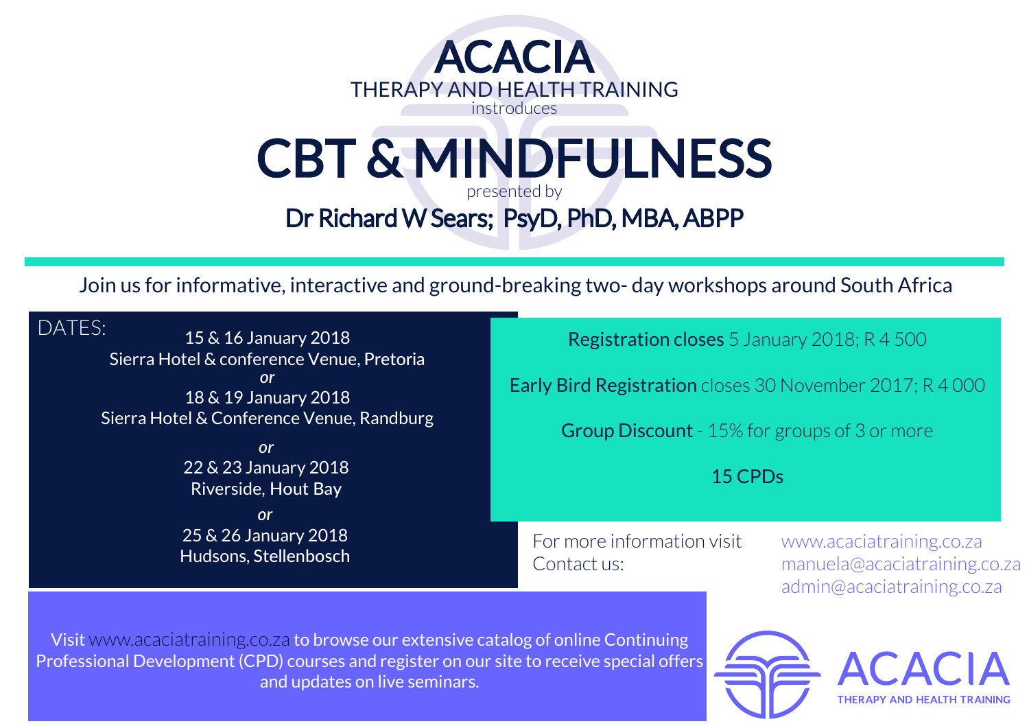# ACACIA

THERAPY AND HEALTH TRAINING

instroduces

# CBT & MINDFULNESS

presented by

## Dr Richard W Sears; PsyD, PhD, MBA, ABPP

---

Join us for informative, interactive and ground-breaking two- day workshops around South Africa

DATES:

15 & 16 January 2018
Sierra Hotel & conference Venue, Pretoria

*or*

18 & 19 January 2018
Sierra Hotel & Conference Venue, Randburg

*or*

22 & 23 January 2018
Riverside, Hout Bay

*or*

25 & 26 January 2018
Hudsons, Stellenbosch

**Registration closes** 5 January 2018; R 4 500

**Early Bird Registration** closes 30 November 2017; R 4 000

**Group Discount** - 15% for groups of 3 or more

15 CPDs

For more information visit www.acaciatraining.co.za

Contact us: manuela@acaciatraining.co.za
admin@acaciatraining.co.za

Visit www.acaciatraining.co.za to browse our extensive catalog of online Continuing Professional Development (CPD) courses and register on our site to receive special offers and updates on live seminars.

ACACIA
THERAPY AND HEALTH TRAINING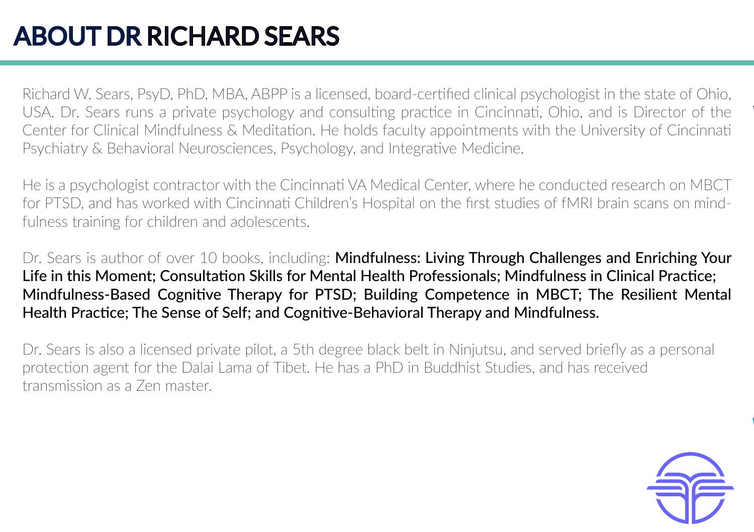# ABOUT DR RICHARD SEARS

Richard W. Sears, PsyD, PhD, MBA, ABPP is a licensed, board-certified clinical psychologist in the state of Ohio, USA. Dr. Sears runs a private psychology and consulting practice in Cincinnati, Ohio, and is Director of the Center for Clinical Mindfulness & Meditation. He holds faculty appointments with the University of Cincinnati Psychiatry & Behavioral Neurosciences, Psychology, and Integrative Medicine.

He is a psychologist contractor with the Cincinnati VA Medical Center, where he conducted research on MBCT for PTSD, and has worked with Cincinnati Children's Hospital on the first studies of fMRI brain scans on mindfulness training for children and adolescents.

Dr. Sears is author of over 10 books, including: **Mindfulness: Living Through Challenges and Enriching Your Life in this Moment; Consultation Skills for Mental Health Professionals; Mindfulness in Clinical Practice; Mindfulness-Based Cognitive Therapy for PTSD; Building Competence in MBCT; The Resilient Mental Health Practice; The Sense of Self; and Cognitive-Behavioral Therapy and Mindfulness.**

Dr. Sears is also a licensed private pilot, a 5th degree black belt in Ninjutsu, and served briefly as a personal protection agent for the Dalai Lama of Tibet. He has a PhD in Buddhist Studies, and has received transmission as a Zen master.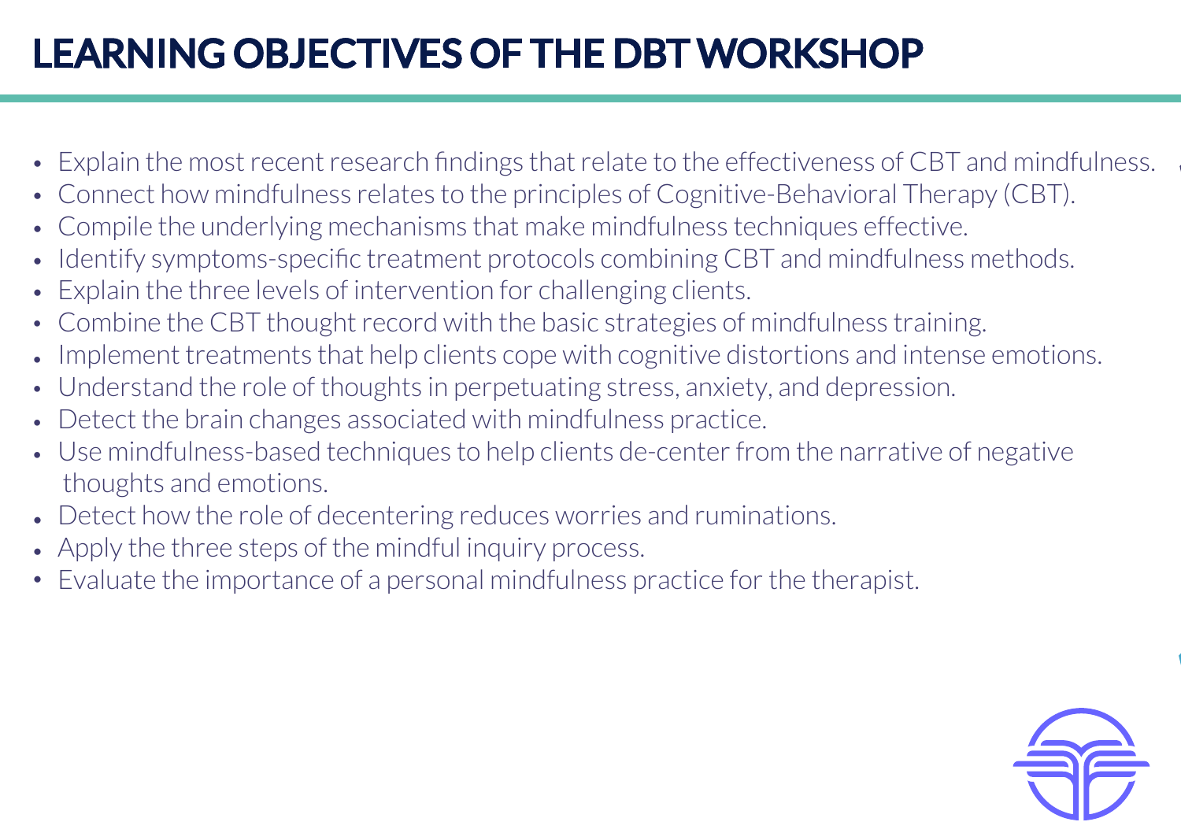# LEARNING OBJECTIVES OF THE DBT WORKSHOP

- Explain the most recent research findings that relate to the effectiveness of CBT and mindfulness.
- Connect how mindfulness relates to the principles of Cognitive-Behavioral Therapy (CBT).
- Compile the underlying mechanisms that make mindfulness techniques effective.
- Identify symptoms-specific treatment protocols combining CBT and mindfulness methods.
- Explain the three levels of intervention for challenging clients.
- Combine the CBT thought record with the basic strategies of mindfulness training.
- Implement treatments that help clients cope with cognitive distortions and intense emotions.
- Understand the role of thoughts in perpetuating stress, anxiety, and depression.
- Detect the brain changes associated with mindfulness practice.
- Use mindfulness-based techniques to help clients de-center from the narrative of negative thoughts and emotions.
- Detect how the role of decentering reduces worries and ruminations.
- Apply the three steps of the mindful inquiry process.
- Evaluate the importance of a personal mindfulness practice for the therapist.